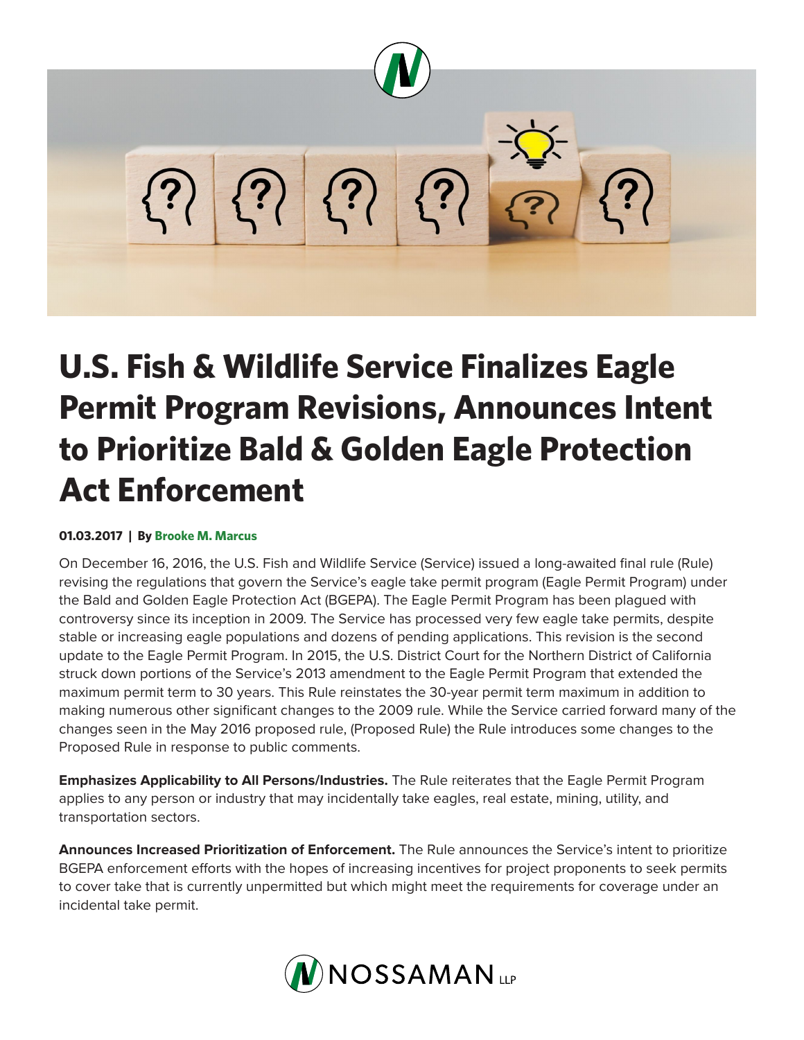# U.S. Fish & Wildlife Service Finalizes Eagle Permit Program Revisions, Announces Intent to Prioritize Bald & Golden Eagle Protection Act Enforcement

**01.03.2017 | By Brooke M. Marcus**

On December 16, 2016, the U.S. Fish and Wildlife Service (Service) issued a long-awaited final rule (Rule) revising the regulations that govern the Service's eagle take permit program (Eagle Permit Program) under the Bald and Golden Eagle Protection Act (BGEPA). The Eagle Permit Program has been plagued with controversy since its inception in 2009. The Service has processed very few eagle take permits, despite stable or increasing eagle populations and dozens of pending applications. This revision is the second update to the Eagle Permit Program. In 2015, the U.S. District Court for the Northern District of California struck down portions of the Service's 2013 amendment to the Eagle Permit Program that extended the maximum permit term to 30 years. This Rule reinstates the 30-year permit term maximum in addition to making numerous other significant changes to the 2009 rule. While the Service carried forward many of the changes seen in the May 2016 proposed rule, (Proposed Rule) the Rule introduces some changes to the Proposed Rule in response to public comments.

**Emphasizes Applicability to All Persons/Industries.** The Rule reiterates that the Eagle Permit Program applies to any person or industry that may incidentally take eagles, real estate, mining, utility, and transportation sectors.

**Announces Increased Prioritization of Enforcement.** The Rule announces the Service's intent to prioritize BGEPA enforcement efforts with the hopes of increasing incentives for project proponents to seek permits to cover take that is currently unpermitted but which might meet the requirements for coverage under an incidental take permit.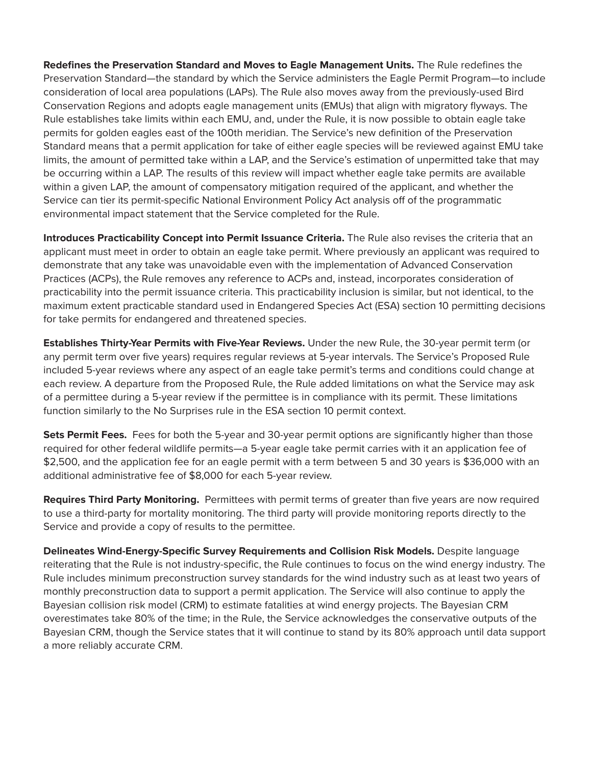**Redefines the Preservation Standard and Moves to Eagle Management Units.** The Rule redefines the Preservation Standard—the standard by which the Service administers the Eagle Permit Program—to include consideration of local area populations (LAPs). The Rule also moves away from the previously-used Bird Conservation Regions and adopts eagle management units (EMUs) that align with migratory flyways. The Rule establishes take limits within each EMU, and, under the Rule, it is now possible to obtain eagle take permits for golden eagles east of the 100th meridian. The Service's new definition of the Preservation Standard means that a permit application for take of either eagle species will be reviewed against EMU take limits, the amount of permitted take within a LAP, and the Service's estimation of unpermitted take that may be occurring within a LAP. The results of this review will impact whether eagle take permits are available within a given LAP, the amount of compensatory mitigation required of the applicant, and whether the Service can tier its permit-specific National Environment Policy Act analysis off of the programmatic environmental impact statement that the Service completed for the Rule.

**Introduces Practicability Concept into Permit Issuance Criteria.** The Rule also revises the criteria that an applicant must meet in order to obtain an eagle take permit. Where previously an applicant was required to demonstrate that any take was unavoidable even with the implementation of Advanced Conservation Practices (ACPs), the Rule removes any reference to ACPs and, instead, incorporates consideration of practicability into the permit issuance criteria. This practicability inclusion is similar, but not identical, to the maximum extent practicable standard used in Endangered Species Act (ESA) section 10 permitting decisions for take permits for endangered and threatened species.

**Establishes Thirty-Year Permits with Five-Year Reviews.** Under the new Rule, the 30-year permit term (or any permit term over five years) requires regular reviews at 5-year intervals. The Service's Proposed Rule included 5-year reviews where any aspect of an eagle take permit's terms and conditions could change at each review. A departure from the Proposed Rule, the Rule added limitations on what the Service may ask of a permittee during a 5-year review if the permittee is in compliance with its permit. These limitations function similarly to the No Surprises rule in the ESA section 10 permit context.

**Sets Permit Fees.** Fees for both the 5-year and 30-year permit options are significantly higher than those required for other federal wildlife permits—a 5-year eagle take permit carries with it an application fee of $2,500, and the application fee for an eagle permit with a term between 5 and 30 years is $36,000 with an additional administrative fee of $8,000 for each 5-year review.

**Requires Third Party Monitoring.** Permittees with permit terms of greater than five years are now required to use a third-party for mortality monitoring. The third party will provide monitoring reports directly to the Service and provide a copy of results to the permittee.

**Delineates Wind-Energy-Specific Survey Requirements and Collision Risk Models.** Despite language reiterating that the Rule is not industry-specific, the Rule continues to focus on the wind energy industry. The Rule includes minimum preconstruction survey standards for the wind industry such as at least two years of monthly preconstruction data to support a permit application. The Service will also continue to apply the Bayesian collision risk model (CRM) to estimate fatalities at wind energy projects. The Bayesian CRM overestimates take 80% of the time; in the Rule, the Service acknowledges the conservative outputs of the Bayesian CRM, though the Service states that it will continue to stand by its 80% approach until data support a more reliably accurate CRM.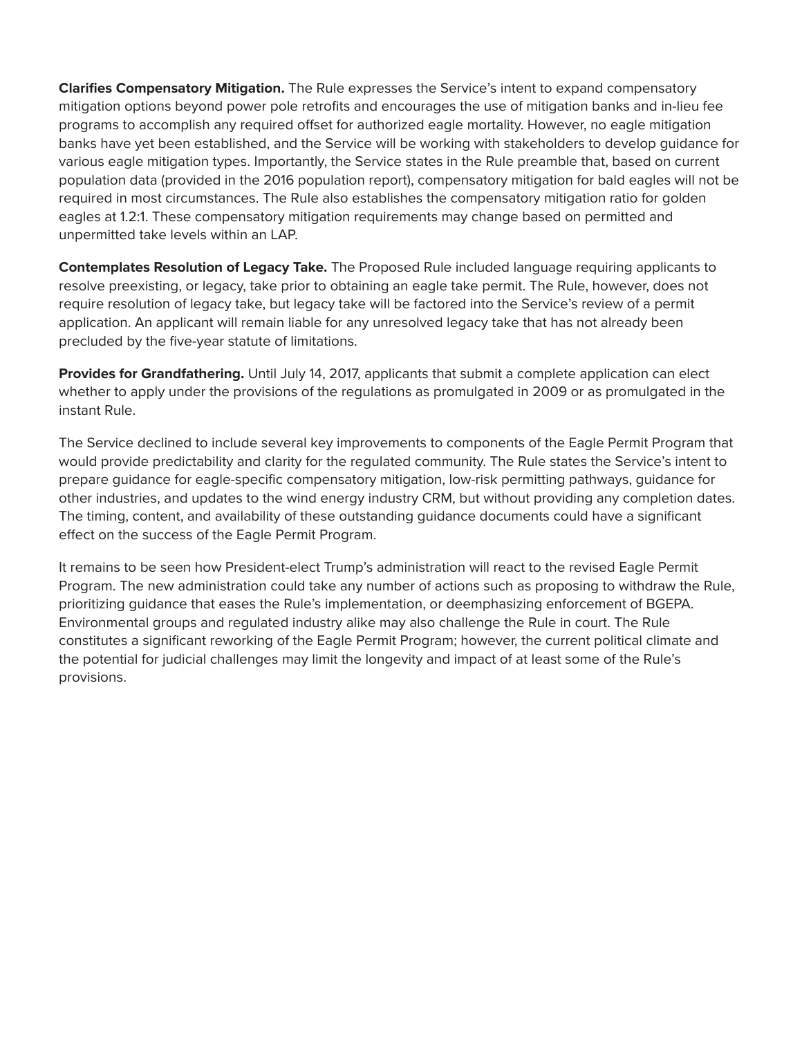**Clarifies Compensatory Mitigation.** The Rule expresses the Service's intent to expand compensatory mitigation options beyond power pole retrofits and encourages the use of mitigation banks and in-lieu fee programs to accomplish any required offset for authorized eagle mortality. However, no eagle mitigation banks have yet been established, and the Service will be working with stakeholders to develop guidance for various eagle mitigation types. Importantly, the Service states in the Rule preamble that, based on current population data (provided in the 2016 population report), compensatory mitigation for bald eagles will not be required in most circumstances. The Rule also establishes the compensatory mitigation ratio for golden eagles at 1.2:1. These compensatory mitigation requirements may change based on permitted and unpermitted take levels within an LAP.

**Contemplates Resolution of Legacy Take.** The Proposed Rule included language requiring applicants to resolve preexisting, or legacy, take prior to obtaining an eagle take permit. The Rule, however, does not require resolution of legacy take, but legacy take will be factored into the Service's review of a permit application. An applicant will remain liable for any unresolved legacy take that has not already been precluded by the five-year statute of limitations.

**Provides for Grandfathering.** Until July 14, 2017, applicants that submit a complete application can elect whether to apply under the provisions of the regulations as promulgated in 2009 or as promulgated in the instant Rule.

The Service declined to include several key improvements to components of the Eagle Permit Program that would provide predictability and clarity for the regulated community. The Rule states the Service's intent to prepare guidance for eagle-specific compensatory mitigation, low-risk permitting pathways, guidance for other industries, and updates to the wind energy industry CRM, but without providing any completion dates. The timing, content, and availability of these outstanding guidance documents could have a significant effect on the success of the Eagle Permit Program.

It remains to be seen how President-elect Trump's administration will react to the revised Eagle Permit Program. The new administration could take any number of actions such as proposing to withdraw the Rule, prioritizing guidance that eases the Rule's implementation, or deemphasizing enforcement of BGEPA. Environmental groups and regulated industry alike may also challenge the Rule in court. The Rule constitutes a significant reworking of the Eagle Permit Program; however, the current political climate and the potential for judicial challenges may limit the longevity and impact of at least some of the Rule's provisions.